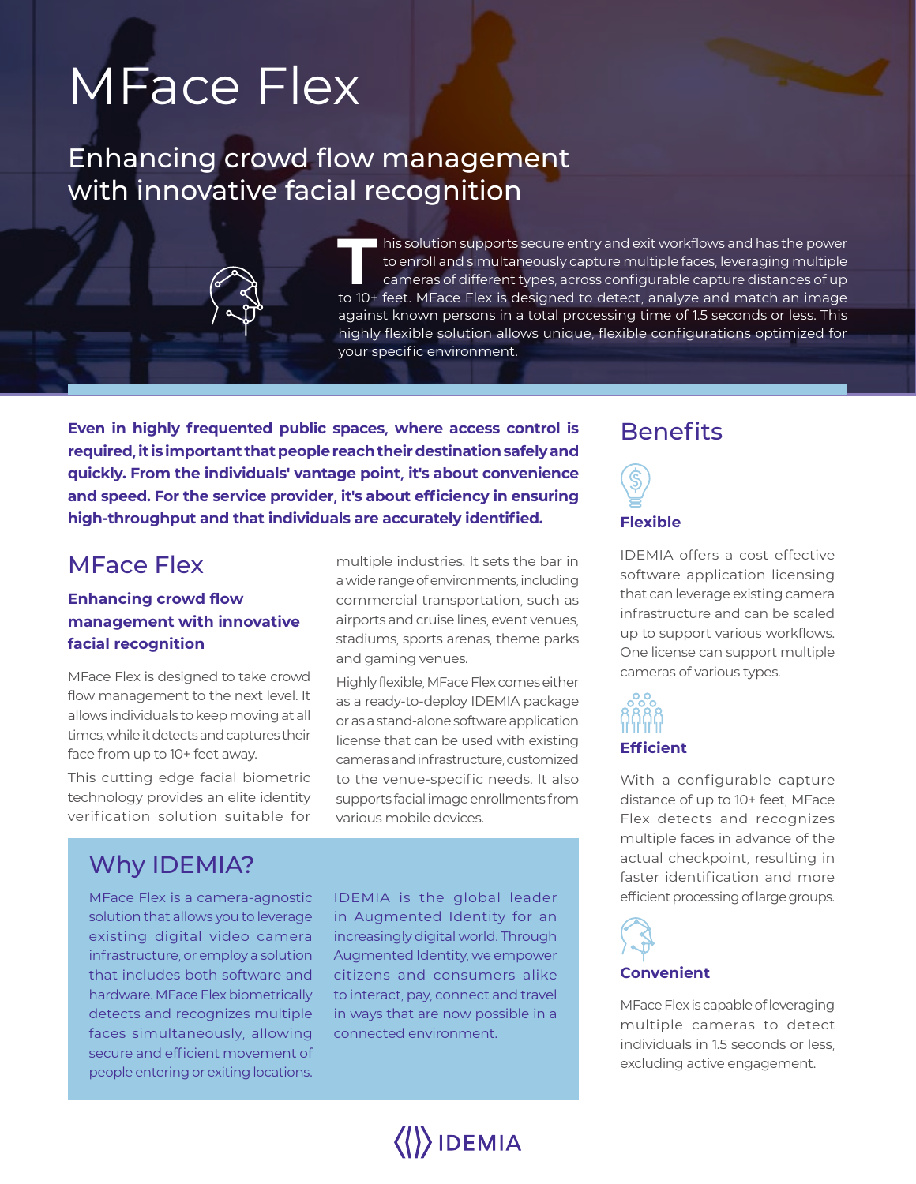# MFace Flex

## Enhancing crowd flow management with innovative facial recognition

This solution supports secure entry and exit workflows and has the power to enroll and simultaneously capture multiple faces, leveraging multiple cameras of different types, across configurable capture distances of up to 10+ feet. MFace Flex is designed to detect, analyze and match an image against known persons in a total processing time of 1.5 seconds or less. This highly flexible solution allows unique, flexible configurations optimized for your specific environment.

**Even in highly frequented public spaces, where access control is required, it is important that people reach their destination safely and quickly. From the individuals' vantage point, it's about convenience and speed. For the service provider, it's about efficiency in ensuring high-throughput and that individuals are accurately identified.**

## MFace Flex

### Enhancing crowd flow management with innovative facial recognition

MFace Flex is designed to take crowd flow management to the next level. It allows individuals to keep moving at all times, while it detects and captures their face from up to 10+ feet away.

This cutting edge facial biometric technology provides an elite identity verification solution suitable for multiple industries. It sets the bar in a wide range of environments, including commercial transportation, such as airports and cruise lines, event venues, stadiums, sports arenas, theme parks and gaming venues.

Highly flexible, MFace Flex comes either as a ready-to-deploy IDEMIA package or as a stand-alone software application license that can be used with existing cameras and infrastructure, customized to the venue-specific needs. It also supports facial image enrollments from various mobile devices.

## Why IDEMIA?

MFace Flex is a camera-agnostic solution that allows you to leverage existing digital video camera infrastructure, or employ a solution that includes both software and hardware. MFace Flex biometrically detects and recognizes multiple faces simultaneously, allowing secure and efficient movement of people entering or exiting locations.

IDEMIA is the global leader in Augmented Identity for an increasingly digital world. Through Augmented Identity, we empower citizens and consumers alike to interact, pay, connect and travel in ways that are now possible in a connected environment.

## Benefits

### Flexible

IDEMIA offers a cost effective software application licensing that can leverage existing camera infrastructure and can be scaled up to support various workflows. One license can support multiple cameras of various types.

### Efficient

With a configurable capture distance of up to 10+ feet, MFace Flex detects and recognizes multiple faces in advance of the actual checkpoint, resulting in faster identification and more efficient processing of large groups.

### Convenient

MFace Flex is capable of leveraging multiple cameras to detect individuals in 1.5 seconds or less, excluding active engagement.

IDEMIA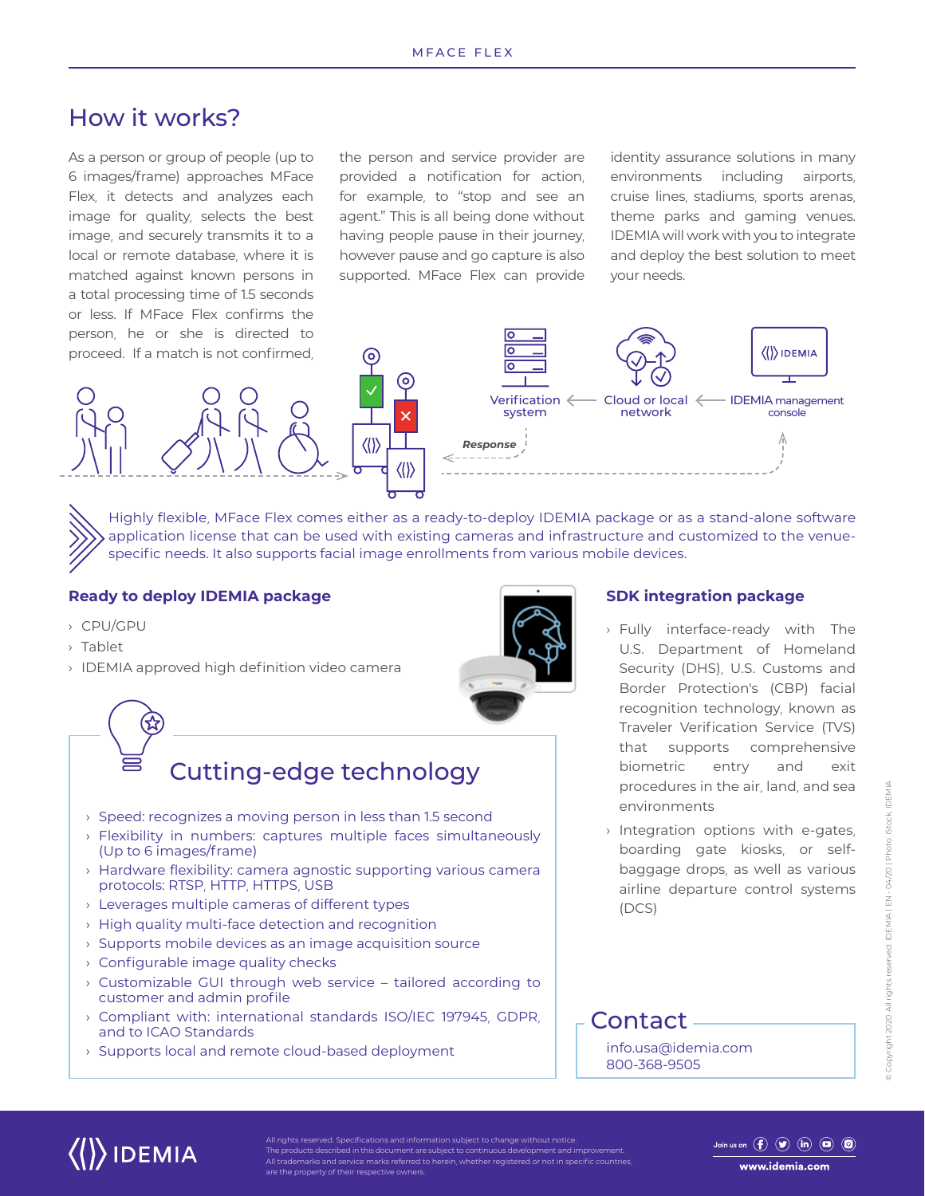## How it works?

As a person or group of people (up to 6 images/frame) approaches MFace Flex, it detects and analyzes each image for quality, selects the best image, and securely transmits it to a local or remote database, where it is matched against known persons in a total processing time of 1.5 seconds or less. If MFace Flex confirms the person, he or she is directed to proceed. If a match is not confirmed, the person and service provider are provided a notification for action, for example, to "stop and see an agent." This is all being done without having people pause in their journey, however pause and go capture is also supported. MFace Flex can provide identity assurance solutions in many environments including airports, cruise lines, stadiums, sports arenas, theme parks and gaming venues. IDEMIA will work with you to integrate and deploy the best solution to meet your needs.

Verification system ← Cloud or local network ← IDEMIA management console

Response

Highly flexible, MFace Flex comes either as a ready-to-deploy IDEMIA package or as a stand-alone software application license that can be used with existing cameras and infrastructure and customized to the venue-specific needs. It also supports facial image enrollments from various mobile devices.

### Ready to deploy IDEMIA package

- CPU/GPU
- Tablet
- IDEMIA approved high definition video camera

## Cutting-edge technology

- Speed: recognizes a moving person in less than 1.5 second
- Flexibility in numbers: captures multiple faces simultaneously (Up to 6 images/frame)
- Hardware flexibility: camera agnostic supporting various camera protocols: RTSP, HTTP, HTTPS, USB
- Leverages multiple cameras of different types
- High quality multi-face detection and recognition
- Supports mobile devices as an image acquisition source
- Configurable image quality checks
- Customizable GUI through web service – tailored according to customer and admin profile
- Compliant with: international standards ISO/IEC 197945, GDPR, and to ICAO Standards
- Supports local and remote cloud-based deployment

### SDK integration package

- Fully interface-ready with The U.S. Department of Homeland Security (DHS), U.S. Customs and Border Protection's (CBP) facial recognition technology, known as Traveler Verification Service (TVS) that supports comprehensive biometric entry and exit procedures in the air, land, and sea environments
- Integration options with e-gates, boarding gate kiosks, or self-baggage drops, as well as various airline departure control systems (DCS)

## Contact

info.usa@idemia.com
800-368-9505

© Copyright 2020. All rights reserved. IDEMIA | EN - 04/20 | Photo: iStock, IDEMIA

All rights reserved. Specifications and information subject to change without notice.
The products described in this document are subject to continuous development and improvement.
All trademarks and service marks referred to herein, whether registered or not in specific countries, are the property of their respective owners.

Join us on

www.idemia.com